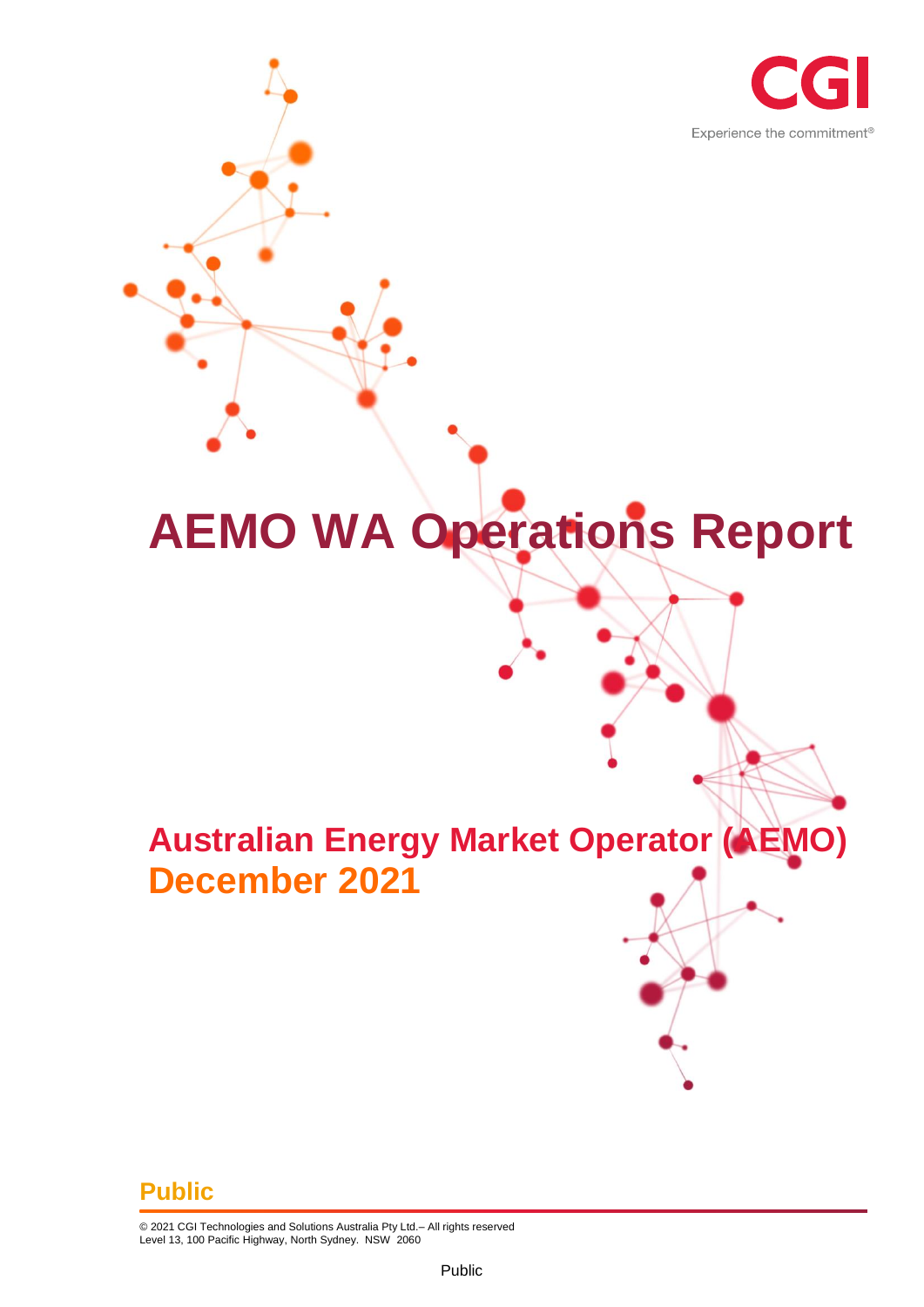CGI

Experience the commitment®

# AEMO WA Operations Report

## Australian Energy Market Operator (AEMO)
## December 2021

**Public**

© 2021 CGI Technologies and Solutions Australia Pty Ltd.– All rights reserved
Level 13, 100 Pacific Highway, North Sydney. NSW 2060

Public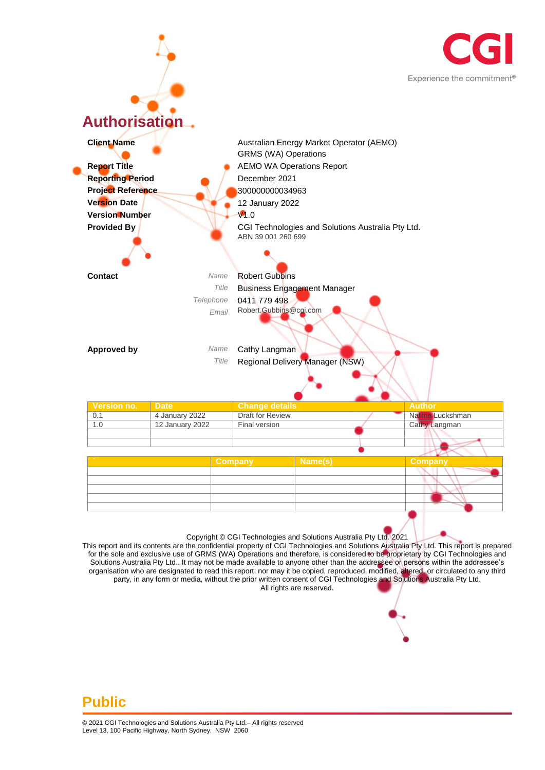# Authorisation

| | |
|---|---|
| **Client Name** | Australian Energy Market Operator (AEMO) GRMS (WA) Operations |
| **Report Title** | AEMO WA Operations Report |
| **Reporting Period** | December 2021 |
| **Project Reference** | 300000000034963 |
| **Version Date** | 12 January 2022 |
| **Version Number** | V1.0 |
| **Provided By** | CGI Technologies and Solutions Australia Pty Ltd.<br>ABN 39 001 260 699 |

| | | |
|---|---|---|
| **Contact** | *Name* | Robert Gubbins |
| | *Title* | Business Engagement Manager |
| | *Telephone* | 0411 779 498 |
| | *Email* | Robert.Gubbins@cgi.com |
| **Approved by** | *Name* | Cathy Langman |
| | *Title* | Regional Delivery Manager (NSW) |

| Version no. | Date | Change details | Author |
|---|---|---|---|
| 0.1 | 4 January 2022 | Draft for Review | Nallina Luckshman |
| 1.0 | 12 January 2022 | Final version | Cathy Langman |
| | | | |
| | | | |

| ` | Company | Name(s) | Company |
|---|---|---|---|
| | | | |
| | | | |
| | | | |
| | | | |
| | | | |

Copyright © CGI Technologies and Solutions Australia Pty Ltd. 2021

This report and its contents are the confidential property of CGI Technologies and Solutions Australia Pty Ltd. This report is prepared for the sole and exclusive use of GRMS (WA) Operations and therefore, is considered to be proprietary by CGI Technologies and Solutions Australia Pty Ltd.. It may not be made available to anyone other than the addressee or persons within the addressee's organisation who are designated to read this report; nor may it be copied, reproduced, modified, altered, or circulated to any third party, in any form or media, without the prior written consent of CGI Technologies and Solutions Australia Pty Ltd.

All rights are reserved.

**Public**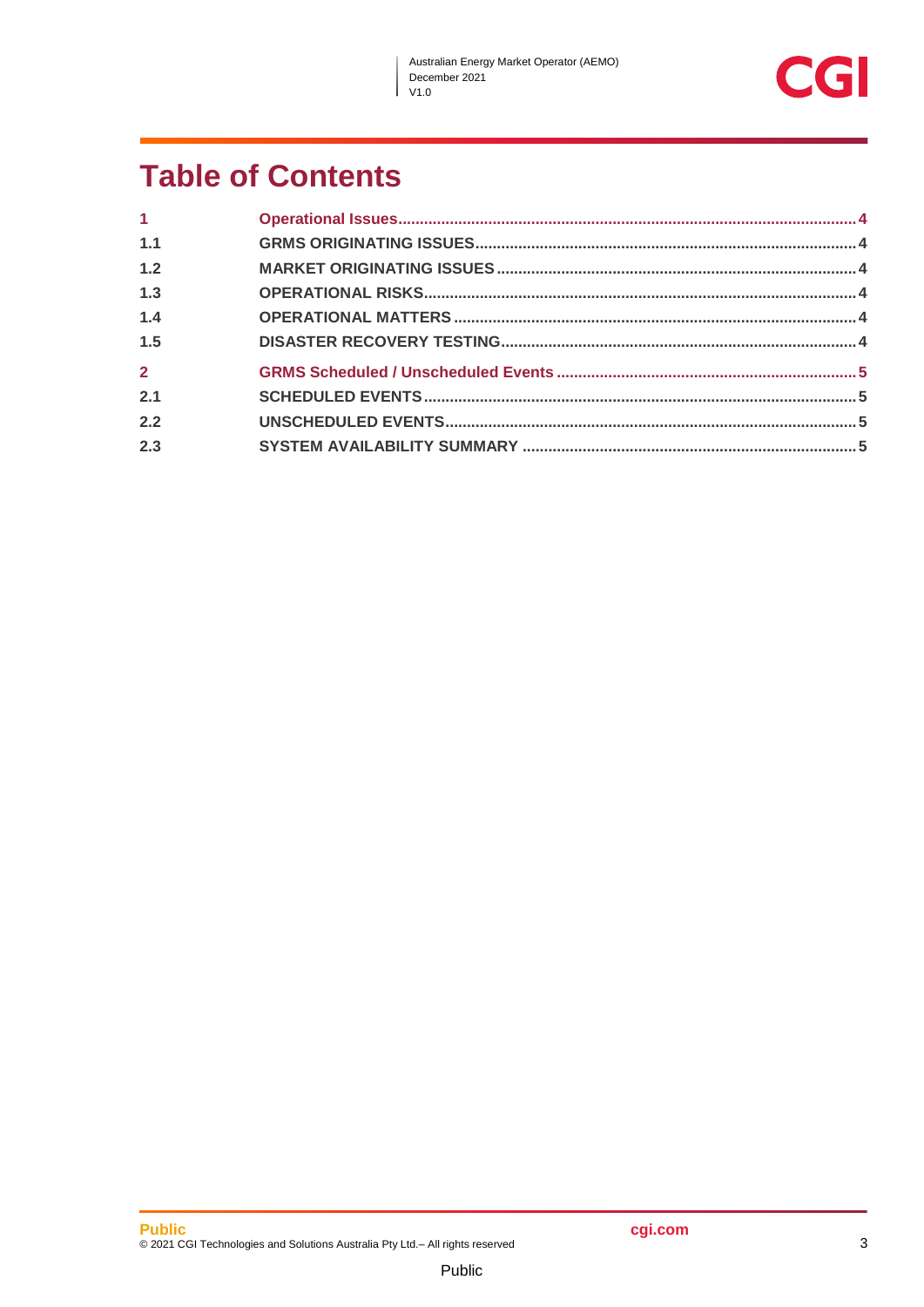# Table of Contents

| | | |
|---|---|---|
| 1 | Operational Issues | 4 |
| 1.1 | GRMS ORIGINATING ISSUES | 4 |
| 1.2 | MARKET ORIGINATING ISSUES | 4 |
| 1.3 | OPERATIONAL RISKS | 4 |
| 1.4 | OPERATIONAL MATTERS | 4 |
| 1.5 | DISASTER RECOVERY TESTING | 4 |
| 2 | GRMS Scheduled / Unscheduled Events | 5 |
| 2.1 | SCHEDULED EVENTS | 5 |
| 2.2 | UNSCHEDULED EVENTS | 5 |
| 2.3 | SYSTEM AVAILABILITY SUMMARY | 5 |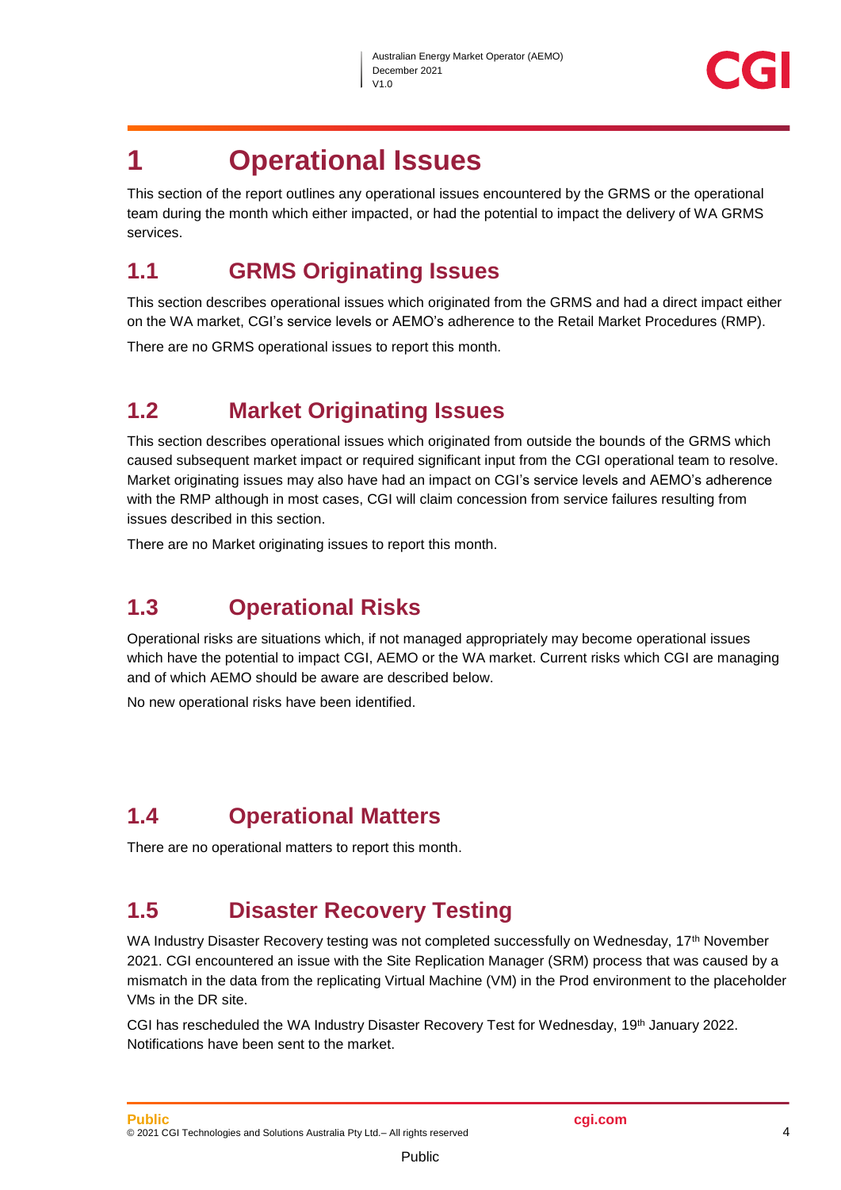# 1 Operational Issues

This section of the report outlines any operational issues encountered by the GRMS or the operational team during the month which either impacted, or had the potential to impact the delivery of WA GRMS services.

## 1.1 GRMS Originating Issues

This section describes operational issues which originated from the GRMS and had a direct impact either on the WA market, CGI's service levels or AEMO's adherence to the Retail Market Procedures (RMP).

There are no GRMS operational issues to report this month.

## 1.2 Market Originating Issues

This section describes operational issues which originated from outside the bounds of the GRMS which caused subsequent market impact or required significant input from the CGI operational team to resolve. Market originating issues may also have had an impact on CGI's service levels and AEMO's adherence with the RMP although in most cases, CGI will claim concession from service failures resulting from issues described in this section.

There are no Market originating issues to report this month.

## 1.3 Operational Risks

Operational risks are situations which, if not managed appropriately may become operational issues which have the potential to impact CGI, AEMO or the WA market. Current risks which CGI are managing and of which AEMO should be aware are described below.

No new operational risks have been identified.

## 1.4 Operational Matters

There are no operational matters to report this month.

## 1.5 Disaster Recovery Testing

WA Industry Disaster Recovery testing was not completed successfully on Wednesday, 17th November 2021. CGI encountered an issue with the Site Replication Manager (SRM) process that was caused by a mismatch in the data from the replicating Virtual Machine (VM) in the Prod environment to the placeholder VMs in the DR site.

CGI has rescheduled the WA Industry Disaster Recovery Test for Wednesday, 19th January 2022. Notifications have been sent to the market.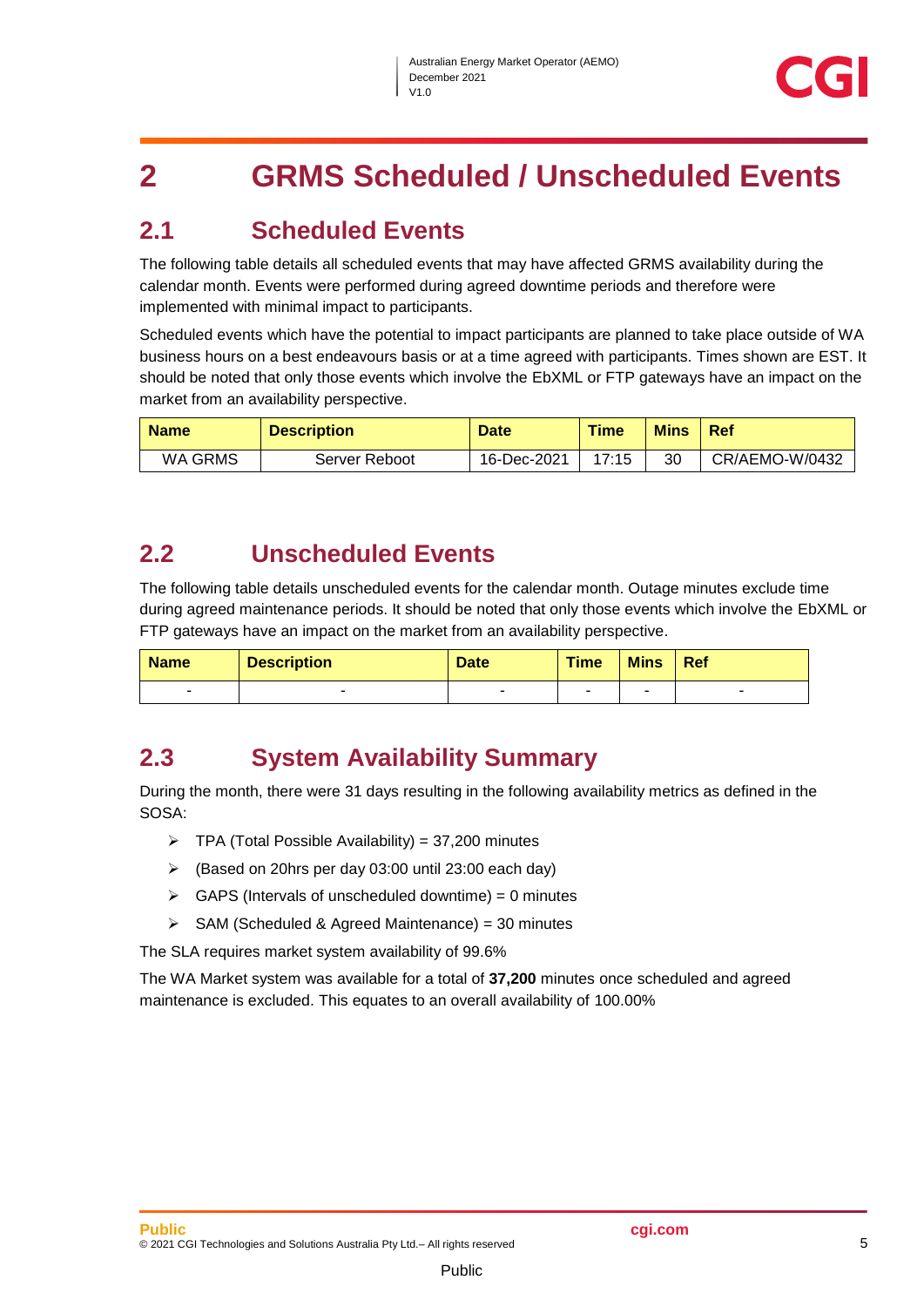# 2 GRMS Scheduled / Unscheduled Events

## 2.1 Scheduled Events

The following table details all scheduled events that may have affected GRMS availability during the calendar month. Events were performed during agreed downtime periods and therefore were implemented with minimal impact to participants.

Scheduled events which have the potential to impact participants are planned to take place outside of WA business hours on a best endeavours basis or at a time agreed with participants. Times shown are EST. It should be noted that only those events which involve the EbXML or FTP gateways have an impact on the market from an availability perspective.

| Name | Description | Date | Time | Mins | Ref |
|---|---|---|---|---|---|
| WA GRMS | Server Reboot | 16-Dec-2021 | 17:15 | 30 | CR/AEMO-W/0432 |

## 2.2 Unscheduled Events

The following table details unscheduled events for the calendar month. Outage minutes exclude time during agreed maintenance periods. It should be noted that only those events which involve the EbXML or FTP gateways have an impact on the market from an availability perspective.

| Name | Description | Date | Time | Mins | Ref |
|---|---|---|---|---|---|
| - | - | - | - | - | - |

## 2.3 System Availability Summary

During the month, there were 31 days resulting in the following availability metrics as defined in the SOSA:

- TPA (Total Possible Availability) = 37,200 minutes
- (Based on 20hrs per day 03:00 until 23:00 each day)
- GAPS (Intervals of unscheduled downtime) = 0 minutes
- SAM (Scheduled & Agreed Maintenance) = 30 minutes

The SLA requires market system availability of 99.6%

The WA Market system was available for a total of **37,200** minutes once scheduled and agreed maintenance is excluded. This equates to an overall availability of 100.00%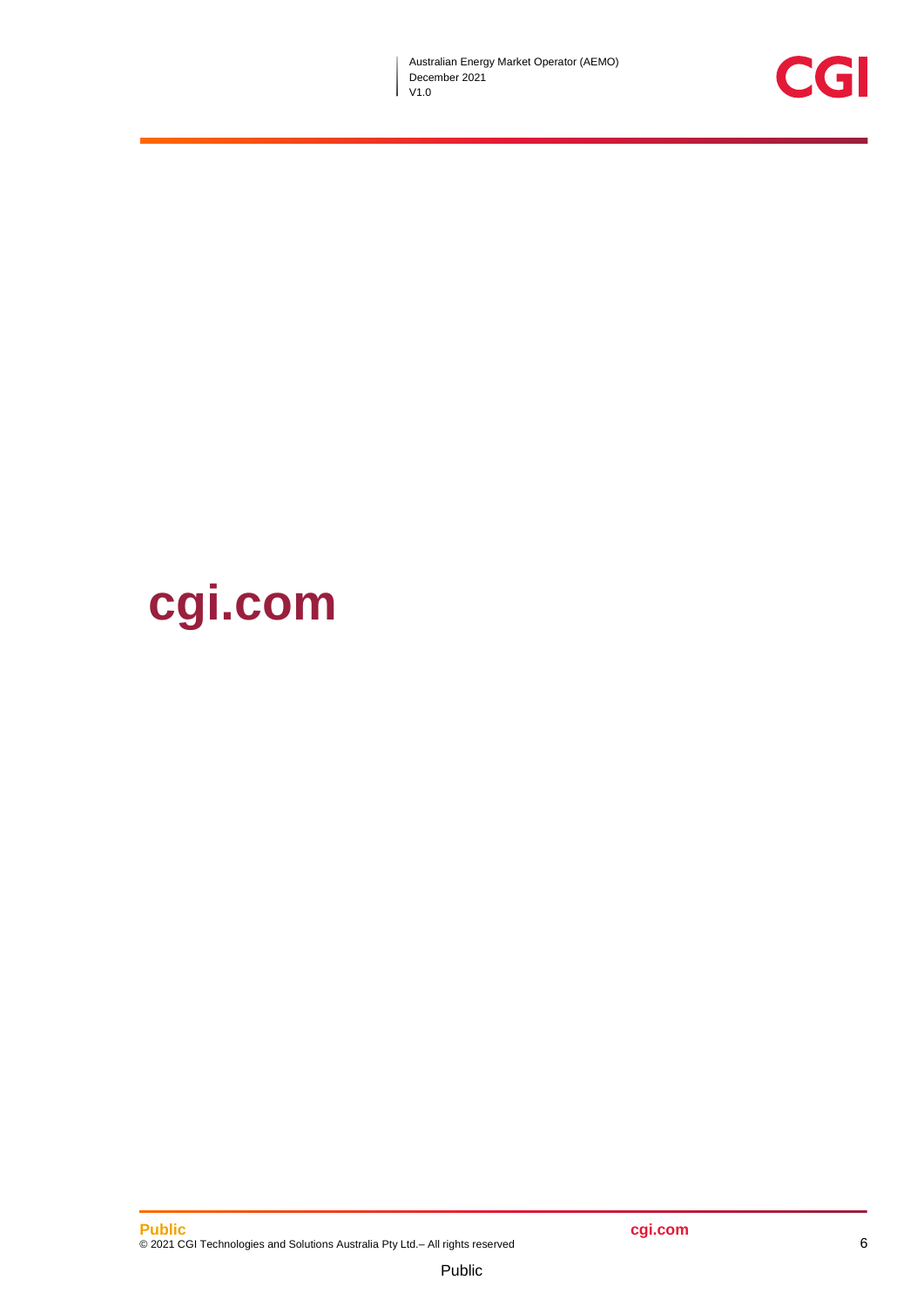# cgi.com